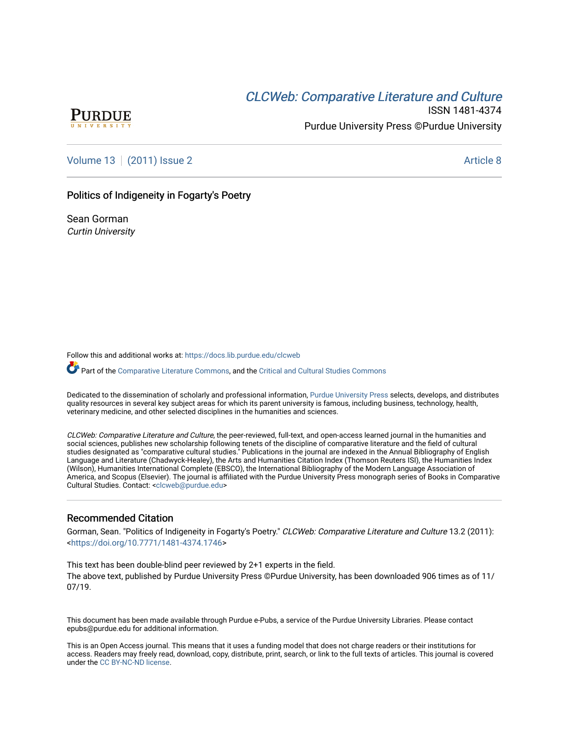PURDUE UNIVERSITY

# *CLCWeb: Comparative Literature and Culture*

ISSN 1481-4374

Purdue University Press ©Purdue University

Volume 13 | (2011) Issue 2 — Article 8

## Politics of Indigeneity in Fogarty's Poetry

Sean Gorman
*Curtin University*

Follow this and additional works at: https://docs.lib.purdue.edu/clcweb

Part of the Comparative Literature Commons, and the Critical and Cultural Studies Commons

Dedicated to the dissemination of scholarly and professional information, Purdue University Press selects, develops, and distributes quality resources in several key subject areas for which its parent university is famous, including business, technology, health, veterinary medicine, and other selected disciplines in the humanities and sciences.

*CLCWeb: Comparative Literature and Culture*, the peer-reviewed, full-text, and open-access learned journal in the humanities and social sciences, publishes new scholarship following tenets of the discipline of comparative literature and the field of cultural studies designated as "comparative cultural studies." Publications in the journal are indexed in the Annual Bibliography of English Language and Literature (Chadwyck-Healey), the Arts and Humanities Citation Index (Thomson Reuters ISI), the Humanities Index (Wilson), Humanities International Complete (EBSCO), the International Bibliography of the Modern Language Association of America, and Scopus (Elsevier). The journal is affiliated with the Purdue University Press monograph series of Books in Comparative Cultural Studies. Contact: <clcweb@purdue.edu>

### Recommended Citation

Gorman, Sean. "Politics of Indigeneity in Fogarty's Poetry." *CLCWeb: Comparative Literature and Culture* 13.2 (2011): <https://doi.org/10.7771/1481-4374.1746>

This text has been double-blind peer reviewed by 2+1 experts in the field.
The above text, published by Purdue University Press ©Purdue University, has been downloaded 906 times as of 11/07/19.

This document has been made available through Purdue e-Pubs, a service of the Purdue University Libraries. Please contact epubs@purdue.edu for additional information.

This is an Open Access journal. This means that it uses a funding model that does not charge readers or their institutions for access. Readers may freely read, download, copy, distribute, print, search, or link to the full texts of articles. This journal is covered under the CC BY-NC-ND license.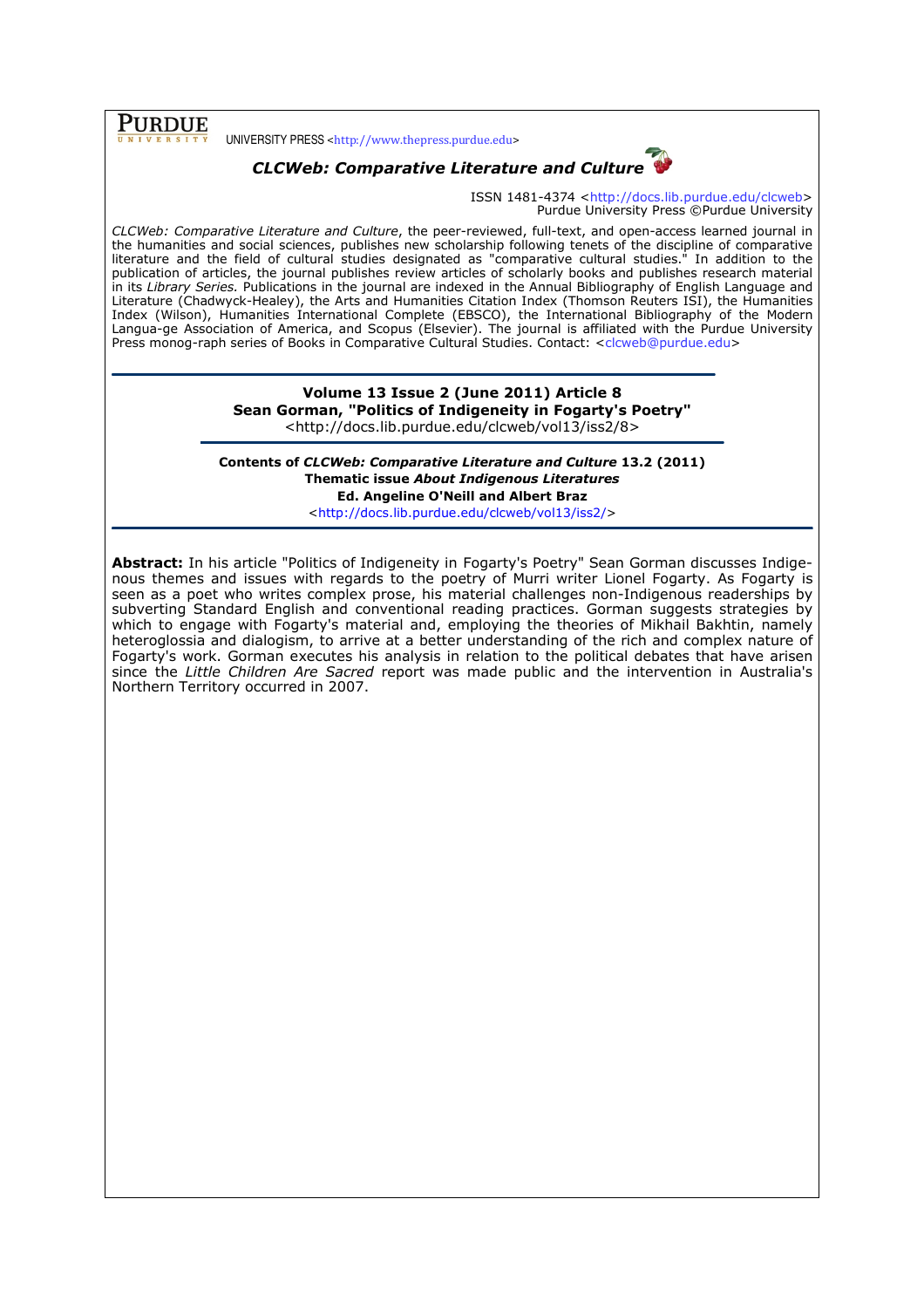**PURDUE** UNIVERSITY PRESS <http://www.thepress.purdue.edu>

***CLCWeb: Comparative Literature and Culture***

ISSN 1481-4374 <http://docs.lib.purdue.edu/clcweb>
Purdue University Press ©Purdue University

*CLCWeb: Comparative Literature and Culture*, the peer-reviewed, full-text, and open-access learned journal in the humanities and social sciences, publishes new scholarship following tenets of the discipline of comparative literature and the field of cultural studies designated as "comparative cultural studies." In addition to the publication of articles, the journal publishes review articles of scholarly books and publishes research material in its *Library Series.* Publications in the journal are indexed in the Annual Bibliography of English Language and Literature (Chadwyck-Healey), the Arts and Humanities Citation Index (Thomson Reuters ISI), the Humanities Index (Wilson), Humanities International Complete (EBSCO), the International Bibliography of the Modern Langua-ge Association of America, and Scopus (Elsevier). The journal is affiliated with the Purdue University Press monog-raph series of Books in Comparative Cultural Studies. Contact: <clcweb@purdue.edu>

**Volume 13 Issue 2 (June 2011) Article 8**
**Sean Gorman, "Politics of Indigeneity in Fogarty's Poetry"**
<http://docs.lib.purdue.edu/clcweb/vol13/iss2/8>

**Contents of *CLCWeb: Comparative Literature and Culture* 13.2 (2011)**
**Thematic issue *About Indigenous Literatures***
**Ed. Angeline O'Neill and Albert Braz**
<http://docs.lib.purdue.edu/clcweb/vol13/iss2/>

**Abstract:** In his article "Politics of Indigeneity in Fogarty's Poetry" Sean Gorman discusses Indigenous themes and issues with regards to the poetry of Murri writer Lionel Fogarty. As Fogarty is seen as a poet who writes complex prose, his material challenges non-Indigenous readerships by subverting Standard English and conventional reading practices. Gorman suggests strategies by which to engage with Fogarty's material and, employing the theories of Mikhail Bakhtin, namely heteroglossia and dialogism, to arrive at a better understanding of the rich and complex nature of Fogarty's work. Gorman executes his analysis in relation to the political debates that have arisen since the *Little Children Are Sacred* report was made public and the intervention in Australia's Northern Territory occurred in 2007.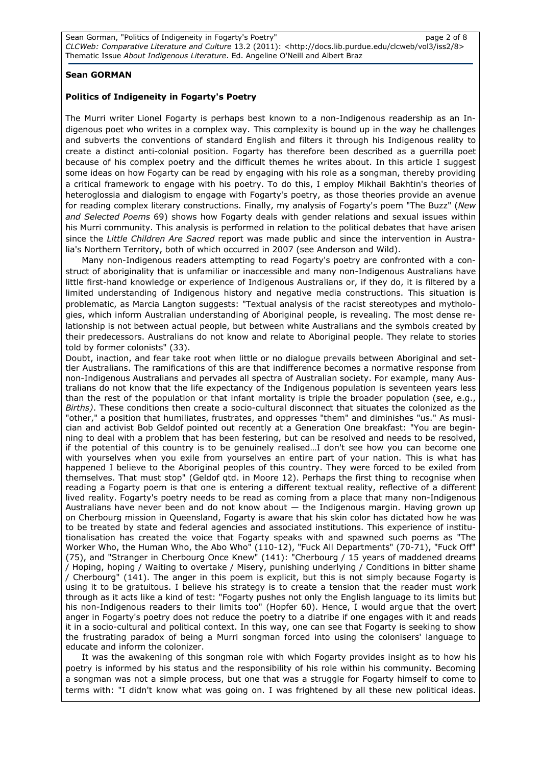**Sean GORMAN**

**Politics of Indigeneity in Fogarty's Poetry**

The Murri writer Lionel Fogarty is perhaps best known to a non-Indigenous readership as an Indigenous poet who writes in a complex way. This complexity is bound up in the way he challenges and subverts the conventions of standard English and filters it through his Indigenous reality to create a distinct anti-colonial position. Fogarty has therefore been described as a guerrilla poet because of his complex poetry and the difficult themes he writes about. In this article I suggest some ideas on how Fogarty can be read by engaging with his role as a songman, thereby providing a critical framework to engage with his poetry. To do this, I employ Mikhail Bakhtin's theories of heteroglossia and dialogism to engage with Fogarty's poetry, as those theories provide an avenue for reading complex literary constructions. Finally, my analysis of Fogarty's poem "The Buzz" (*New and Selected Poems* 69) shows how Fogarty deals with gender relations and sexual issues within his Murri community. This analysis is performed in relation to the political debates that have arisen since the *Little Children Are Sacred* report was made public and since the intervention in Australia's Northern Territory, both of which occurred in 2007 (see Anderson and Wild).

Many non-Indigenous readers attempting to read Fogarty's poetry are confronted with a construct of aboriginality that is unfamiliar or inaccessible and many non-Indigenous Australians have little first-hand knowledge or experience of Indigenous Australians or, if they do, it is filtered by a limited understanding of Indigenous history and negative media constructions. This situation is problematic, as Marcia Langton suggests: "Textual analysis of the racist stereotypes and mythologies, which inform Australian understanding of Aboriginal people, is revealing. The most dense relationship is not between actual people, but between white Australians and the symbols created by their predecessors. Australians do not know and relate to Aboriginal people. They relate to stories told by former colonists" (33).

Doubt, inaction, and fear take root when little or no dialogue prevails between Aboriginal and settler Australians. The ramifications of this are that indifference becomes a normative response from non-Indigenous Australians and pervades all spectra of Australian society. For example, many Australians do not know that the life expectancy of the Indigenous population is seventeen years less than the rest of the population or that infant mortality is triple the broader population (see, e.g., *Births*). These conditions then create a socio-cultural disconnect that situates the colonized as the "other," a position that humiliates, frustrates, and oppresses "them" and diminishes "us." As musician and activist Bob Geldof pointed out recently at a Generation One breakfast: "You are beginning to deal with a problem that has been festering, but can be resolved and needs to be resolved, if the potential of this country is to be genuinely realised…I don't see how you can become one with yourselves when you exile from yourselves an entire part of your nation. This is what has happened I believe to the Aboriginal peoples of this country. They were forced to be exiled from themselves. That must stop" (Geldof qtd. in Moore 12). Perhaps the first thing to recognise when reading a Fogarty poem is that one is entering a different textual reality, reflective of a different lived reality. Fogarty's poetry needs to be read as coming from a place that many non-Indigenous Australians have never been and do not know about — the Indigenous margin. Having grown up on Cherbourg mission in Queensland, Fogarty is aware that his skin color has dictated how he was to be treated by state and federal agencies and associated institutions. This experience of institutionalisation has created the voice that Fogarty speaks with and spawned such poems as "The Worker Who, the Human Who, the Abo Who" (110-12), "Fuck All Departments" (70-71), "Fuck Off" (75), and "Stranger in Cherbourg Once Knew" (141): "Cherbourg / 15 years of maddened dreams / Hoping, hoping / Waiting to overtake / Misery, punishing underlying / Conditions in bitter shame / Cherbourg" (141). The anger in this poem is explicit, but this is not simply because Fogarty is using it to be gratuitous. I believe his strategy is to create a tension that the reader must work through as it acts like a kind of test: "Fogarty pushes not only the English language to its limits but his non-Indigenous readers to their limits too" (Hopfer 60). Hence, I would argue that the overt anger in Fogarty's poetry does not reduce the poetry to a diatribe if one engages with it and reads it in a socio-cultural and political context. In this way, one can see that Fogarty is seeking to show the frustrating paradox of being a Murri songman forced into using the colonisers' language to educate and inform the colonizer.

It was the awakening of this songman role with which Fogarty provides insight as to how his poetry is informed by his status and the responsibility of his role within his community. Becoming a songman was not a simple process, but one that was a struggle for Fogarty himself to come to terms with: "I didn't know what was going on. I was frightened by all these new political ideas.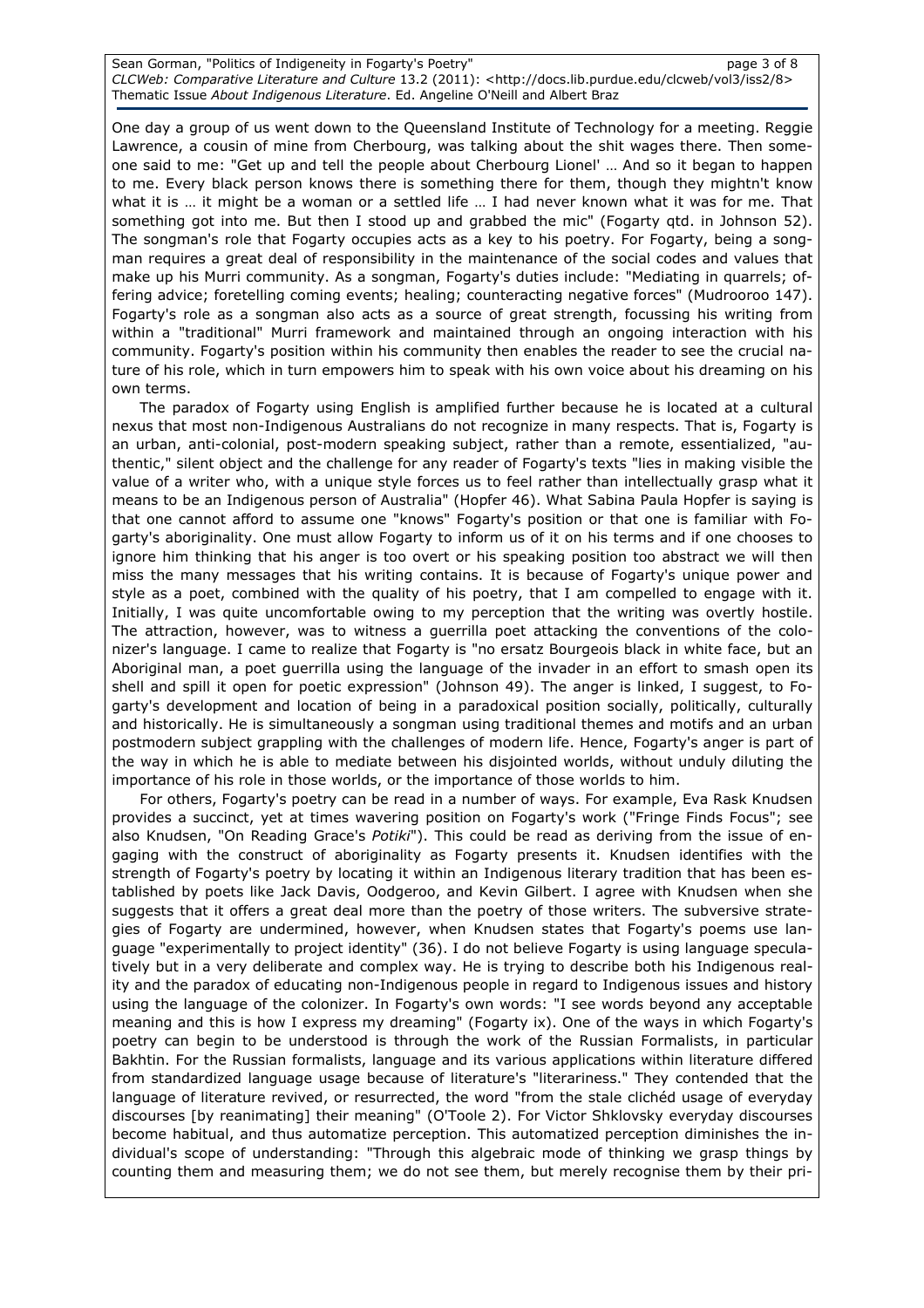One day a group of us went down to the Queensland Institute of Technology for a meeting. Reggie Lawrence, a cousin of mine from Cherbourg, was talking about the shit wages there. Then someone said to me: "Get up and tell the people about Cherbourg Lionel' … And so it began to happen to me. Every black person knows there is something there for them, though they mightn't know what it is … it might be a woman or a settled life … I had never known what it was for me. That something got into me. But then I stood up and grabbed the mic" (Fogarty qtd. in Johnson 52). The songman's role that Fogarty occupies acts as a key to his poetry. For Fogarty, being a songman requires a great deal of responsibility in the maintenance of the social codes and values that make up his Murri community. As a songman, Fogarty's duties include: "Mediating in quarrels; offering advice; foretelling coming events; healing; counteracting negative forces" (Mudrooroo 147). Fogarty's role as a songman also acts as a source of great strength, focussing his writing from within a "traditional" Murri framework and maintained through an ongoing interaction with his community. Fogarty's position within his community then enables the reader to see the crucial nature of his role, which in turn empowers him to speak with his own voice about his dreaming on his own terms.

The paradox of Fogarty using English is amplified further because he is located at a cultural nexus that most non-Indigenous Australians do not recognize in many respects. That is, Fogarty is an urban, anti-colonial, post-modern speaking subject, rather than a remote, essentialized, "authentic," silent object and the challenge for any reader of Fogarty's texts "lies in making visible the value of a writer who, with a unique style forces us to feel rather than intellectually grasp what it means to be an Indigenous person of Australia" (Hopfer 46). What Sabina Paula Hopfer is saying is that one cannot afford to assume one "knows" Fogarty's position or that one is familiar with Fogarty's aboriginality. One must allow Fogarty to inform us of it on his terms and if one chooses to ignore him thinking that his anger is too overt or his speaking position too abstract we will then miss the many messages that his writing contains. It is because of Fogarty's unique power and style as a poet, combined with the quality of his poetry, that I am compelled to engage with it. Initially, I was quite uncomfortable owing to my perception that the writing was overtly hostile. The attraction, however, was to witness a guerrilla poet attacking the conventions of the colonizer's language. I came to realize that Fogarty is "no ersatz Bourgeois black in white face, but an Aboriginal man, a poet guerrilla using the language of the invader in an effort to smash open its shell and spill it open for poetic expression" (Johnson 49). The anger is linked, I suggest, to Fogarty's development and location of being in a paradoxical position socially, politically, culturally and historically. He is simultaneously a songman using traditional themes and motifs and an urban postmodern subject grappling with the challenges of modern life. Hence, Fogarty's anger is part of the way in which he is able to mediate between his disjointed worlds, without unduly diluting the importance of his role in those worlds, or the importance of those worlds to him.

For others, Fogarty's poetry can be read in a number of ways. For example, Eva Rask Knudsen provides a succinct, yet at times wavering position on Fogarty's work ("Fringe Finds Focus"; see also Knudsen, "On Reading Grace's *Potiki*"). This could be read as deriving from the issue of engaging with the construct of aboriginality as Fogarty presents it. Knudsen identifies with the strength of Fogarty's poetry by locating it within an Indigenous literary tradition that has been established by poets like Jack Davis, Oodgeroo, and Kevin Gilbert. I agree with Knudsen when she suggests that it offers a great deal more than the poetry of those writers. The subversive strategies of Fogarty are undermined, however, when Knudsen states that Fogarty's poems use language "experimentally to project identity" (36). I do not believe Fogarty is using language speculatively but in a very deliberate and complex way. He is trying to describe both his Indigenous reality and the paradox of educating non-Indigenous people in regard to Indigenous issues and history using the language of the colonizer. In Fogarty's own words: "I see words beyond any acceptable meaning and this is how I express my dreaming" (Fogarty ix). One of the ways in which Fogarty's poetry can begin to be understood is through the work of the Russian Formalists, in particular Bakhtin. For the Russian formalists, language and its various applications within literature differed from standardized language usage because of literature's "literariness." They contended that the language of literature revived, or resurrected, the word "from the stale clichéd usage of everyday discourses [by reanimating] their meaning" (O'Toole 2). For Victor Shklovsky everyday discourses become habitual, and thus automatize perception. This automatized perception diminishes the individual's scope of understanding: "Through this algebraic mode of thinking we grasp things by counting them and measuring them; we do not see them, but merely recognise them by their pri-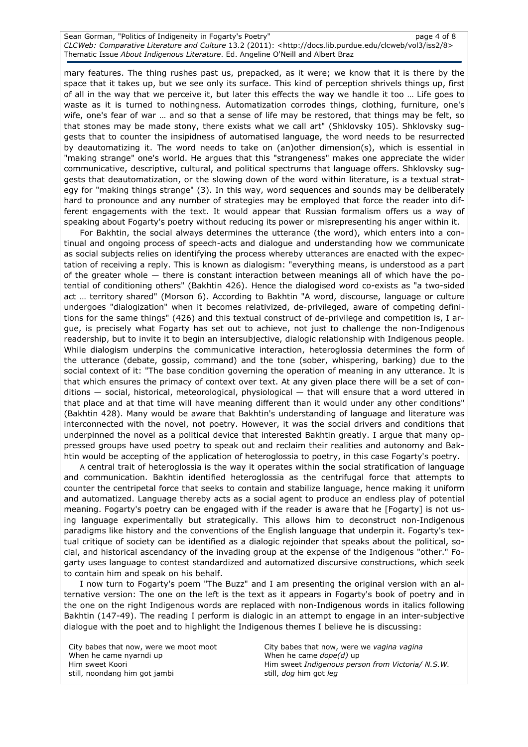mary features. The thing rushes past us, prepacked, as it were; we know that it is there by the space that it takes up, but we see only its surface. This kind of perception shrivels things up, first of all in the way that we perceive it, but later this effects the way we handle it too … Life goes to waste as it is turned to nothingness. Automatization corrodes things, clothing, furniture, one's wife, one's fear of war … and so that a sense of life may be restored, that things may be felt, so that stones may be made stony, there exists what we call art" (Shklovsky 105). Shklovsky suggests that to counter the insipidness of automatised language, the word needs to be resurrected by deautomatizing it. The word needs to take on (an)other dimension(s), which is essential in "making strange" one's world. He argues that this "strangeness" makes one appreciate the wider communicative, descriptive, cultural, and political spectrums that language offers. Shklovsky suggests that deautomatization, or the slowing down of the word within literature, is a textual strategy for "making things strange" (3). In this way, word sequences and sounds may be deliberately hard to pronounce and any number of strategies may be employed that force the reader into different engagements with the text. It would appear that Russian formalism offers us a way of speaking about Fogarty's poetry without reducing its power or misrepresenting his anger within it.

For Bakhtin, the social always determines the utterance (the word), which enters into a continual and ongoing process of speech-acts and dialogue and understanding how we communicate as social subjects relies on identifying the process whereby utterances are enacted with the expectation of receiving a reply. This is known as dialogism: "everything means, is understood as a part of the greater whole — there is constant interaction between meanings all of which have the potential of conditioning others" (Bakhtin 426). Hence the dialogised word co-exists as "a two-sided act … territory shared" (Morson 6). According to Bakhtin "A word, discourse, language or culture undergoes "dialogization" when it becomes relativized, de-privileged, aware of competing definitions for the same things" (426) and this textual construct of de-privilege and competition is, I argue, is precisely what Fogarty has set out to achieve, not just to challenge the non-Indigenous readership, but to invite it to begin an intersubjective, dialogic relationship with Indigenous people. While dialogism underpins the communicative interaction, heteroglossia determines the form of the utterance (debate, gossip, command) and the tone (sober, whispering, barking) due to the social context of it: "The base condition governing the operation of meaning in any utterance. It is that which ensures the primacy of context over text. At any given place there will be a set of conditions — social, historical, meteorological, physiological — that will ensure that a word uttered in that place and at that time will have meaning different than it would under any other conditions" (Bakhtin 428). Many would be aware that Bakhtin's understanding of language and literature was interconnected with the novel, not poetry. However, it was the social drivers and conditions that underpinned the novel as a political device that interested Bakhtin greatly. I argue that many oppressed groups have used poetry to speak out and reclaim their realities and autonomy and Bakhtin would be accepting of the application of heteroglossia to poetry, in this case Fogarty's poetry.

A central trait of heteroglossia is the way it operates within the social stratification of language and communication. Bakhtin identified heteroglossia as the centrifugal force that attempts to counter the centripetal force that seeks to contain and stabilize language, hence making it uniform and automatized. Language thereby acts as a social agent to produce an endless play of potential meaning. Fogarty's poetry can be engaged with if the reader is aware that he [Fogarty] is not using language experimentally but strategically. This allows him to deconstruct non-Indigenous paradigms like history and the conventions of the English language that underpin it. Fogarty's textual critique of society can be identified as a dialogic rejoinder that speaks about the political, social, and historical ascendancy of the invading group at the expense of the Indigenous "other." Fogarty uses language to contest standardized and automatized discursive constructions, which seek to contain him and speak on his behalf.

I now turn to Fogarty's poem "The Buzz" and I am presenting the original version with an alternative version: The one on the left is the text as it appears in Fogarty's book of poetry and in the one on the right Indigenous words are replaced with non-Indigenous words in italics following Bakhtin (147-49). The reading I perform is dialogic in an attempt to engage in an inter-subjective dialogue with the poet and to highlight the Indigenous themes I believe he is discussing:

| | |
|---|---|
| City babes that now, were we moot moot | City babes that now, were we *vagina vagina* |
| When he came nyarndi up | When he came *dope(d)* up |
| Him sweet Koori | Him sweet *Indigenous person from Victoria/ N.S.W.* |
| still, noondang him got jambi | still, *dog* him got *leg* |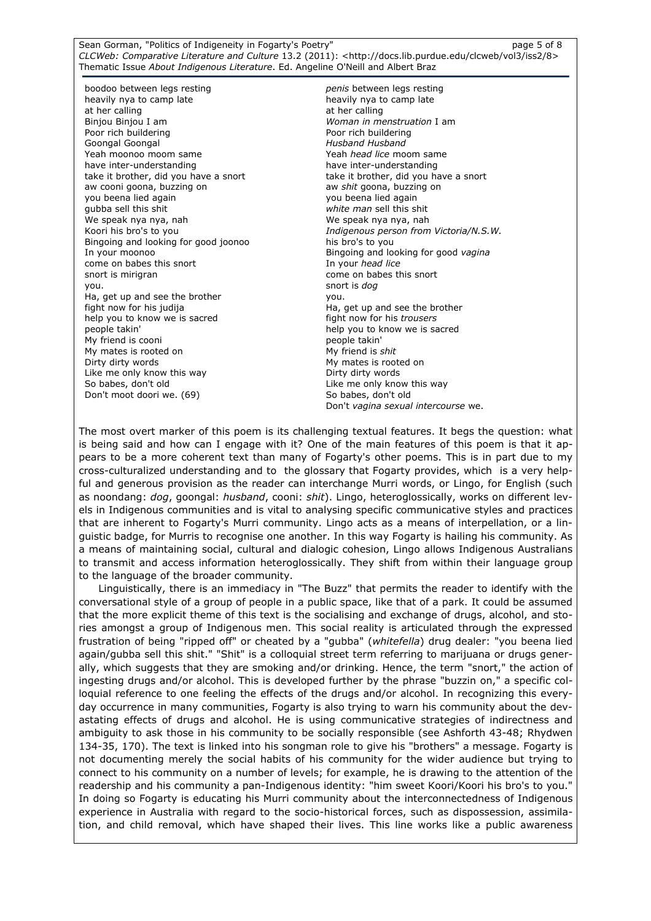| | |
|---|---|
| boodoo between legs resting | *penis* between legs resting |
| heavily nya to camp late | heavily nya to camp late |
| at her calling | at her calling |
| Binjou Binjou I am | *Woman in menstruation* I am |
| Poor rich buildering | Poor rich buildering |
| Goongal Goongal | *Husband Husband* |
| Yeah moonoo moom same | Yeah *head lice* moom same |
| have inter-understanding | have inter-understanding |
| take it brother, did you have a snort | take it brother, did you have a snort |
| aw cooni goona, buzzing on | aw *shit* goona, buzzing on |
| you beena lied again | you beena lied again |
| gubba sell this shit | *white man* sell this shit |
| We speak nya nya, nah | We speak nya nya, nah |
| Koori his bro's to you | *Indigenous person from Victoria/N.S.W.* |
| Bingoing and looking for good joonoo | his bro's to you |
| In your moonoo | Bingoing and looking for good *vagina* |
| come on babes this snort | In your *head lice* |
| snort is mirigran | come on babes this snort |
| you. | snort is *dog* |
| Ha, get up and see the brother | you. |
| fight now for his judija | Ha, get up and see the brother |
| help you to know we is sacred | fight now for his *trousers* |
| people takin' | help you to know we is sacred |
| My friend is cooni | people takin' |
| My mates is rooted on | My friend is *shit* |
| Dirty dirty words | My mates is rooted on |
| Like me only know this way | Dirty dirty words |
| So babes, don't old | Like me only know this way |
| Don't moot doori we. (69) | So babes, don't old |
| | Don't *vagina sexual intercourse* we. |

The most overt marker of this poem is its challenging textual features. It begs the question: what is being said and how can I engage with it? One of the main features of this poem is that it appears to be a more coherent text than many of Fogarty's other poems. This is in part due to my cross-culturalized understanding and to the glossary that Fogarty provides, which is a very helpful and generous provision as the reader can interchange Murri words, or Lingo, for English (such as noondang: *dog*, goongal: *husband*, cooni: *shit*). Lingo, heteroglossically, works on different levels in Indigenous communities and is vital to analysing specific communicative styles and practices that are inherent to Fogarty's Murri community. Lingo acts as a means of interpellation, or a linguistic badge, for Murris to recognise one another. In this way Fogarty is hailing his community. As a means of maintaining social, cultural and dialogic cohesion, Lingo allows Indigenous Australians to transmit and access information heteroglossically. They shift from within their language group to the language of the broader community.

Linguistically, there is an immediacy in "The Buzz" that permits the reader to identify with the conversational style of a group of people in a public space, like that of a park. It could be assumed that the more explicit theme of this text is the socialising and exchange of drugs, alcohol, and stories amongst a group of Indigenous men. This social reality is articulated through the expressed frustration of being "ripped off" or cheated by a "gubba" (*whitefella*) drug dealer: "you beena lied again/gubba sell this shit." "Shit" is a colloquial street term referring to marijuana or drugs generally, which suggests that they are smoking and/or drinking. Hence, the term "snort," the action of ingesting drugs and/or alcohol. This is developed further by the phrase "buzzin on," a specific colloquial reference to one feeling the effects of the drugs and/or alcohol. In recognizing this everyday occurrence in many communities, Fogarty is also trying to warn his community about the devastating effects of drugs and alcohol. He is using communicative strategies of indirectness and ambiguity to ask those in his community to be socially responsible (see Ashforth 43-48; Rhydwen 134-35, 170). The text is linked into his songman role to give his "brothers" a message. Fogarty is not documenting merely the social habits of his community for the wider audience but trying to connect to his community on a number of levels; for example, he is drawing to the attention of the readership and his community a pan-Indigenous identity: "him sweet Koori/Koori his bro's to you." In doing so Fogarty is educating his Murri community about the interconnectedness of Indigenous experience in Australia with regard to the socio-historical forces, such as dispossession, assimilation, and child removal, which have shaped their lives. This line works like a public awareness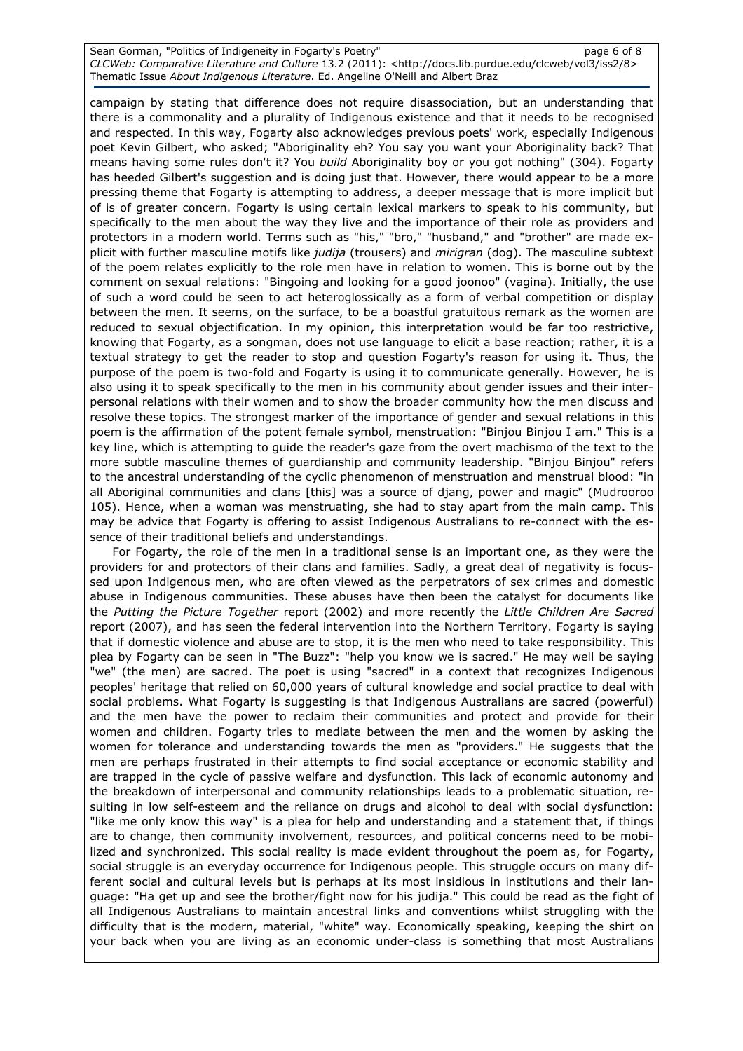campaign by stating that difference does not require disassociation, but an understanding that there is a commonality and a plurality of Indigenous existence and that it needs to be recognised and respected. In this way, Fogarty also acknowledges previous poets' work, especially Indigenous poet Kevin Gilbert, who asked; "Aboriginality eh? You say you want your Aboriginality back? That means having some rules don't it? You *build* Aboriginality boy or you got nothing" (304). Fogarty has heeded Gilbert's suggestion and is doing just that. However, there would appear to be a more pressing theme that Fogarty is attempting to address, a deeper message that is more implicit but of is of greater concern. Fogarty is using certain lexical markers to speak to his community, but specifically to the men about the way they live and the importance of their role as providers and protectors in a modern world. Terms such as "his," "bro," "husband," and "brother" are made explicit with further masculine motifs like *judija* (trousers) and *mirigran* (dog). The masculine subtext of the poem relates explicitly to the role men have in relation to women. This is borne out by the comment on sexual relations: "Bingoing and looking for a good joonoo" (vagina). Initially, the use of such a word could be seen to act heteroglossically as a form of verbal competition or display between the men. It seems, on the surface, to be a boastful gratuitous remark as the women are reduced to sexual objectification. In my opinion, this interpretation would be far too restrictive, knowing that Fogarty, as a songman, does not use language to elicit a base reaction; rather, it is a textual strategy to get the reader to stop and question Fogarty's reason for using it. Thus, the purpose of the poem is two-fold and Fogarty is using it to communicate generally. However, he is also using it to speak specifically to the men in his community about gender issues and their interpersonal relations with their women and to show the broader community how the men discuss and resolve these topics. The strongest marker of the importance of gender and sexual relations in this poem is the affirmation of the potent female symbol, menstruation: "Binjou Binjou I am." This is a key line, which is attempting to guide the reader's gaze from the overt machismo of the text to the more subtle masculine themes of guardianship and community leadership. "Binjou Binjou" refers to the ancestral understanding of the cyclic phenomenon of menstruation and menstrual blood: "in all Aboriginal communities and clans [this] was a source of djang, power and magic" (Mudrooroo 105). Hence, when a woman was menstruating, she had to stay apart from the main camp. This may be advice that Fogarty is offering to assist Indigenous Australians to re-connect with the essence of their traditional beliefs and understandings.

For Fogarty, the role of the men in a traditional sense is an important one, as they were the providers for and protectors of their clans and families. Sadly, a great deal of negativity is focussed upon Indigenous men, who are often viewed as the perpetrators of sex crimes and domestic abuse in Indigenous communities. These abuses have then been the catalyst for documents like the *Putting the Picture Together* report (2002) and more recently the *Little Children Are Sacred* report (2007), and has seen the federal intervention into the Northern Territory. Fogarty is saying that if domestic violence and abuse are to stop, it is the men who need to take responsibility. This plea by Fogarty can be seen in "The Buzz": "help you know we is sacred." He may well be saying "we" (the men) are sacred. The poet is using "sacred" in a context that recognizes Indigenous peoples' heritage that relied on 60,000 years of cultural knowledge and social practice to deal with social problems. What Fogarty is suggesting is that Indigenous Australians are sacred (powerful) and the men have the power to reclaim their communities and protect and provide for their women and children. Fogarty tries to mediate between the men and the women by asking the women for tolerance and understanding towards the men as "providers." He suggests that the men are perhaps frustrated in their attempts to find social acceptance or economic stability and are trapped in the cycle of passive welfare and dysfunction. This lack of economic autonomy and the breakdown of interpersonal and community relationships leads to a problematic situation, resulting in low self-esteem and the reliance on drugs and alcohol to deal with social dysfunction: "like me only know this way" is a plea for help and understanding and a statement that, if things are to change, then community involvement, resources, and political concerns need to be mobilized and synchronized. This social reality is made evident throughout the poem as, for Fogarty, social struggle is an everyday occurrence for Indigenous people. This struggle occurs on many different social and cultural levels but is perhaps at its most insidious in institutions and their language: "Ha get up and see the brother/fight now for his judija." This could be read as the fight of all Indigenous Australians to maintain ancestral links and conventions whilst struggling with the difficulty that is the modern, material, "white" way. Economically speaking, keeping the shirt on your back when you are living as an economic under-class is something that most Australians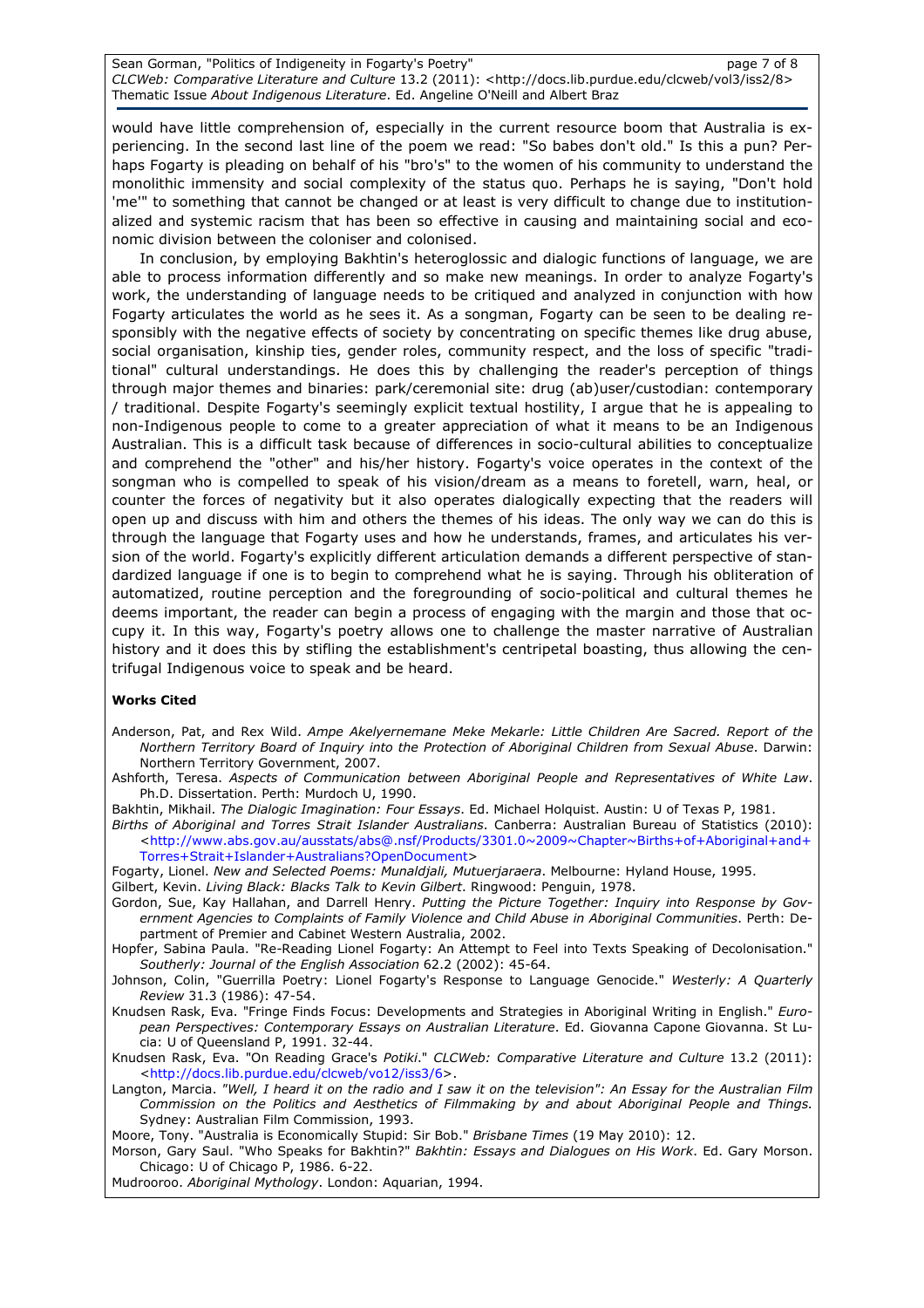would have little comprehension of, especially in the current resource boom that Australia is experiencing. In the second last line of the poem we read: "So babes don't old." Is this a pun? Perhaps Fogarty is pleading on behalf of his "bro's" to the women of his community to understand the monolithic immensity and social complexity of the status quo. Perhaps he is saying, "Don't hold 'me'" to something that cannot be changed or at least is very difficult to change due to institutionalized and systemic racism that has been so effective in causing and maintaining social and economic division between the coloniser and colonised.

In conclusion, by employing Bakhtin's heteroglossic and dialogic functions of language, we are able to process information differently and so make new meanings. In order to analyze Fogarty's work, the understanding of language needs to be critiqued and analyzed in conjunction with how Fogarty articulates the world as he sees it. As a songman, Fogarty can be seen to be dealing responsibly with the negative effects of society by concentrating on specific themes like drug abuse, social organisation, kinship ties, gender roles, community respect, and the loss of specific "traditional" cultural understandings. He does this by challenging the reader's perception of things through major themes and binaries: park/ceremonial site: drug (ab)user/custodian: contemporary / traditional. Despite Fogarty's seemingly explicit textual hostility, I argue that he is appealing to non-Indigenous people to come to a greater appreciation of what it means to be an Indigenous Australian. This is a difficult task because of differences in socio-cultural abilities to conceptualize and comprehend the "other" and his/her history. Fogarty's voice operates in the context of the songman who is compelled to speak of his vision/dream as a means to foretell, warn, heal, or counter the forces of negativity but it also operates dialogically expecting that the readers will open up and discuss with him and others the themes of his ideas. The only way we can do this is through the language that Fogarty uses and how he understands, frames, and articulates his version of the world. Fogarty's explicitly different articulation demands a different perspective of standardized language if one is to begin to comprehend what he is saying. Through his obliteration of automatized, routine perception and the foregrounding of socio-political and cultural themes he deems important, the reader can begin a process of engaging with the margin and those that occupy it. In this way, Fogarty's poetry allows one to challenge the master narrative of Australian history and it does this by stifling the establishment's centripetal boasting, thus allowing the centrifugal Indigenous voice to speak and be heard.

**Works Cited**

Anderson, Pat, and Rex Wild. *Ampe Akelyernemane Meke Mekarle: Little Children Are Sacred. Report of the Northern Territory Board of Inquiry into the Protection of Aboriginal Children from Sexual Abuse*. Darwin: Northern Territory Government, 2007.

Ashforth, Teresa. *Aspects of Communication between Aboriginal People and Representatives of White Law*. Ph.D. Dissertation. Perth: Murdoch U, 1990.

Bakhtin, Mikhail. *The Dialogic Imagination: Four Essays*. Ed. Michael Holquist. Austin: U of Texas P, 1981.

*Births of Aboriginal and Torres Strait Islander Australians*. Canberra: Australian Bureau of Statistics (2010): <http://www.abs.gov.au/ausstats/abs@.nsf/Products/3301.0~2009~Chapter~Births+of+Aboriginal+and+Torres+Strait+Islander+Australians?OpenDocument>

Fogarty, Lionel. *New and Selected Poems: Munaldjali, Mutuerjaraera*. Melbourne: Hyland House, 1995.

Gilbert, Kevin. *Living Black: Blacks Talk to Kevin Gilbert*. Ringwood: Penguin, 1978.

Gordon, Sue, Kay Hallahan, and Darrell Henry. *Putting the Picture Together: Inquiry into Response by Government Agencies to Complaints of Family Violence and Child Abuse in Aboriginal Communities*. Perth: Department of Premier and Cabinet Western Australia, 2002.

Hopfer, Sabina Paula. "Re-Reading Lionel Fogarty: An Attempt to Feel into Texts Speaking of Decolonisation." *Southerly: Journal of the English Association* 62.2 (2002): 45-64.

Johnson, Colin, "Guerrilla Poetry: Lionel Fogarty's Response to Language Genocide." *Westerly: A Quarterly Review* 31.3 (1986): 47-54.

Knudsen Rask, Eva. "Fringe Finds Focus: Developments and Strategies in Aboriginal Writing in English." *European Perspectives: Contemporary Essays on Australian Literature*. Ed. Giovanna Capone Giovanna. St Lucia: U of Queensland P, 1991. 32-44.

Knudsen Rask, Eva. "On Reading Grace's *Potiki*." *CLCWeb: Comparative Literature and Culture* 13.2 (2011): <http://docs.lib.purdue.edu/clcweb/vo12/iss3/6>.

Langton, Marcia. *"Well, I heard it on the radio and I saw it on the television": An Essay for the Australian Film Commission on the Politics and Aesthetics of Filmmaking by and about Aboriginal People and Things*. Sydney: Australian Film Commission, 1993.

Moore, Tony. "Australia is Economically Stupid: Sir Bob." *Brisbane Times* (19 May 2010): 12.

Morson, Gary Saul. "Who Speaks for Bakhtin?" *Bakhtin: Essays and Dialogues on His Work*. Ed. Gary Morson. Chicago: U of Chicago P, 1986. 6-22.

Mudrooroo. *Aboriginal Mythology*. London: Aquarian, 1994.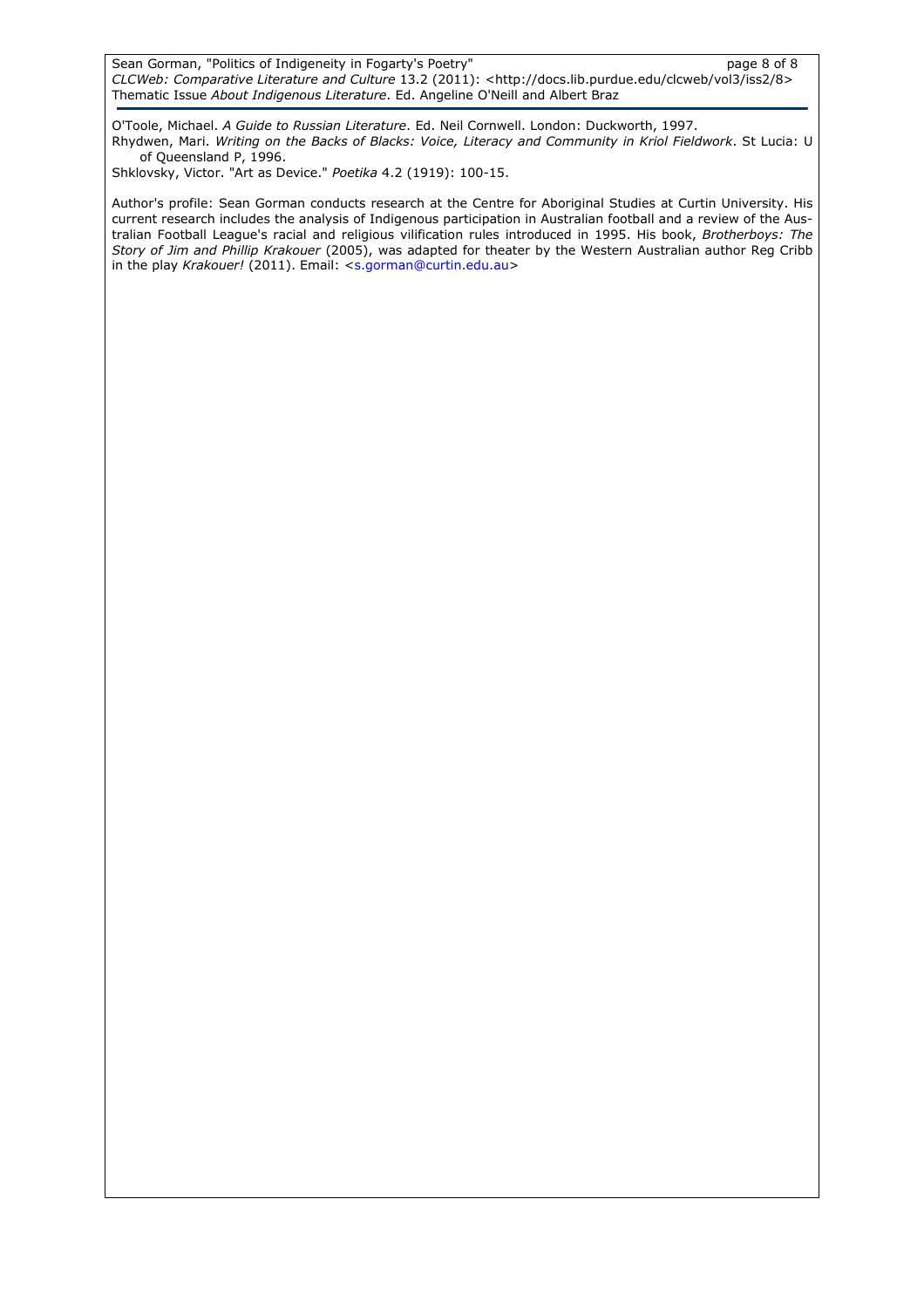O'Toole, Michael. *A Guide to Russian Literature*. Ed. Neil Cornwell. London: Duckworth, 1997.

Rhydwen, Mari. *Writing on the Backs of Blacks: Voice, Literacy and Community in Kriol Fieldwork*. St Lucia: U of Queensland P, 1996.

Shklovsky, Victor. "Art as Device." *Poetika* 4.2 (1919): 100-15.

Author's profile: Sean Gorman conducts research at the Centre for Aboriginal Studies at Curtin University. His current research includes the analysis of Indigenous participation in Australian football and a review of the Australian Football League's racial and religious vilification rules introduced in 1995. His book, *Brotherboys: The Story of Jim and Phillip Krakouer* (2005), was adapted for theater by the Western Australian author Reg Cribb in the play *Krakouer!* (2011). Email: <s.gorman@curtin.edu.au>